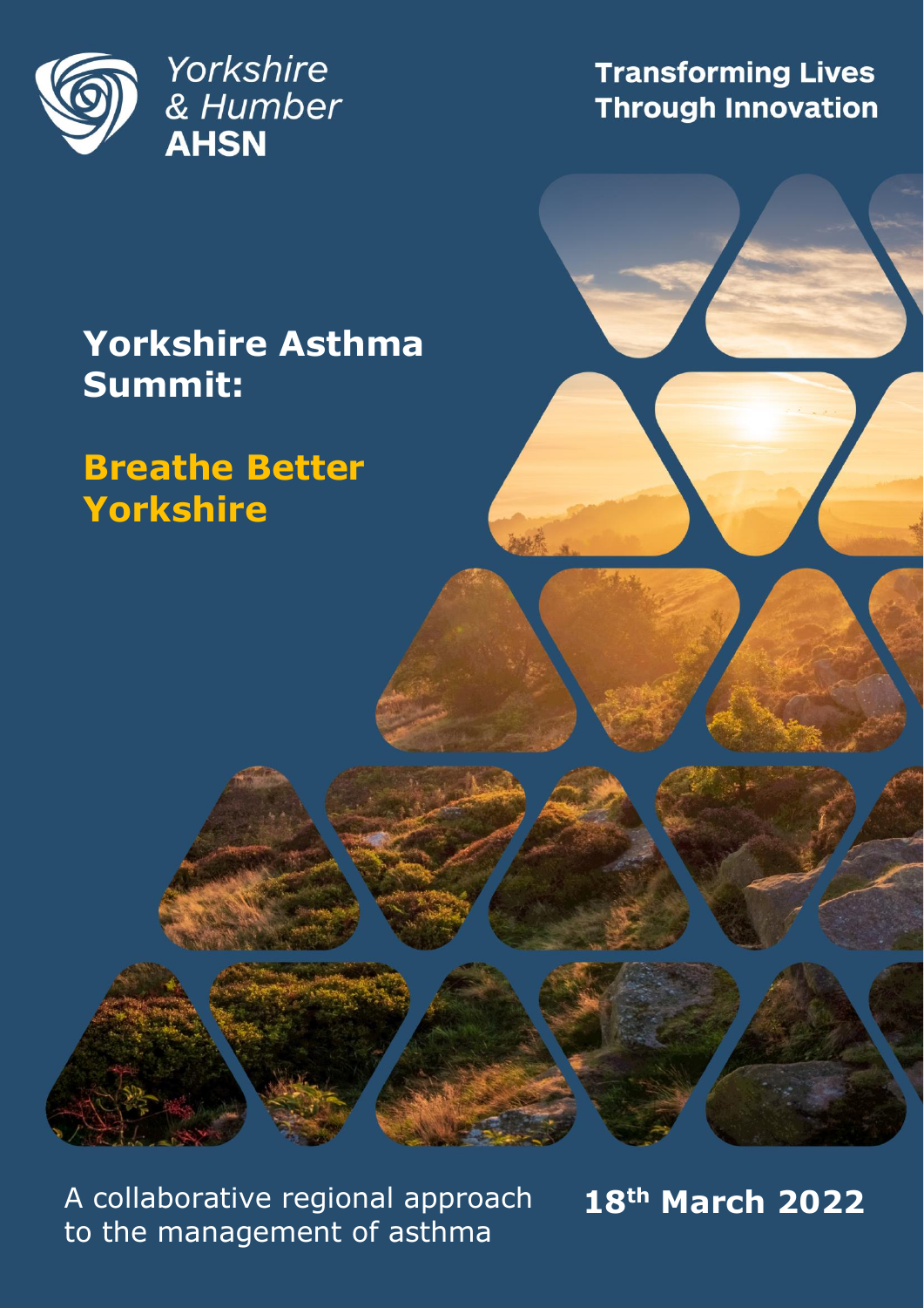Yorkshire & Humber **AHSN**

**Transforming Lives Through Innovation**

# Yorkshire Asthma Summit:

## Breathe Better Yorkshire

A collaborative regional approach to the management of asthma

**18th March 2022**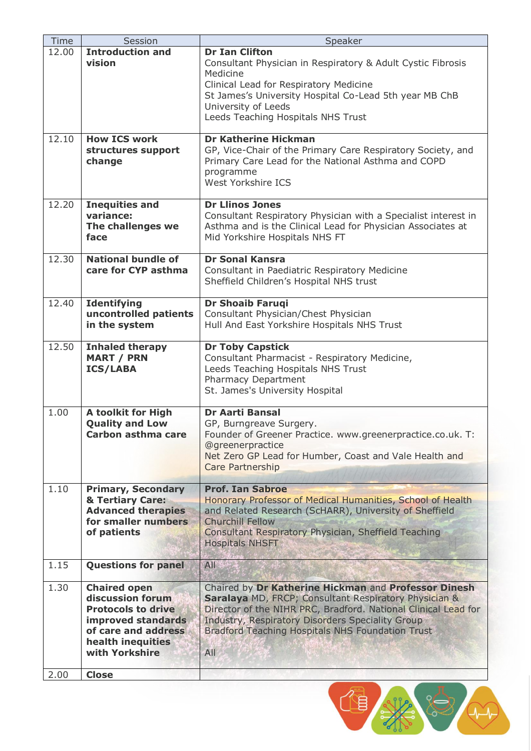| Time | Session | Speaker |
|---|---|---|
| 12.00 | **Introduction and vision** | **Dr Ian Clifton**<br>Consultant Physician in Respiratory & Adult Cystic Fibrosis Medicine<br>Clinical Lead for Respiratory Medicine<br>St James's University Hospital Co-Lead 5th year MB ChB<br>University of Leeds<br>Leeds Teaching Hospitals NHS Trust |
| 12.10 | **How ICS work structures support change** | **Dr Katherine Hickman**<br>GP, Vice-Chair of the Primary Care Respiratory Society, and Primary Care Lead for the National Asthma and COPD programme<br>West Yorkshire ICS |
| 12.20 | **Inequities and variance: The challenges we face** | **Dr Llinos Jones**<br>Consultant Respiratory Physician with a Specialist interest in Asthma and is the Clinical Lead for Physician Associates at Mid Yorkshire Hospitals NHS FT |
| 12.30 | **National bundle of care for CYP asthma** | **Dr Sonal Kansra**<br>Consultant in Paediatric Respiratory Medicine<br>Sheffield Children's Hospital NHS trust |
| 12.40 | **Identifying uncontrolled patients in the system** | **Dr Shoaib Faruqi**<br>Consultant Physician/Chest Physician<br>Hull And East Yorkshire Hospitals NHS Trust |
| 12.50 | **Inhaled therapy MART / PRN ICS/LABA** | **Dr Toby Capstick**<br>Consultant Pharmacist - Respiratory Medicine,<br>Leeds Teaching Hospitals NHS Trust<br>Pharmacy Department<br>St. James's University Hospital |
| 1.00 | **A toolkit for High Quality and Low Carbon asthma care** | **Dr Aarti Bansal**<br>GP, Burngreave Surgery.<br>Founder of Greener Practice. www.greenerpractice.co.uk. T: @greenerpractice<br>Net Zero GP Lead for Humber, Coast and Vale Health and Care Partnership |
| 1.10 | **Primary, Secondary & Tertiary Care: Advanced therapies for smaller numbers of patients** | **Prof. Ian Sabroe**<br>Honorary Professor of Medical Humanities, School of Health and Related Research (ScHARR), University of Sheffield<br>Churchill Fellow<br>Consultant Respiratory Physician, Sheffield Teaching Hospitals NHSFT |
| 1.15 | **Questions for panel** | All |
| 1.30 | **Chaired open discussion forum Protocols to drive improved standards of care and address health inequities with Yorkshire** | Chaired by **Dr Katherine Hickman** and **Professor Dinesh Saralaya** MD, FRCP; Consultant Respiratory Physician & Director of the NIHR PRC, Bradford. National Clinical Lead for Industry, Respiratory Disorders Speciality Group<br>Bradford Teaching Hospitals NHS Foundation Trust<br><br>All |
| 2.00 | **Close** | |